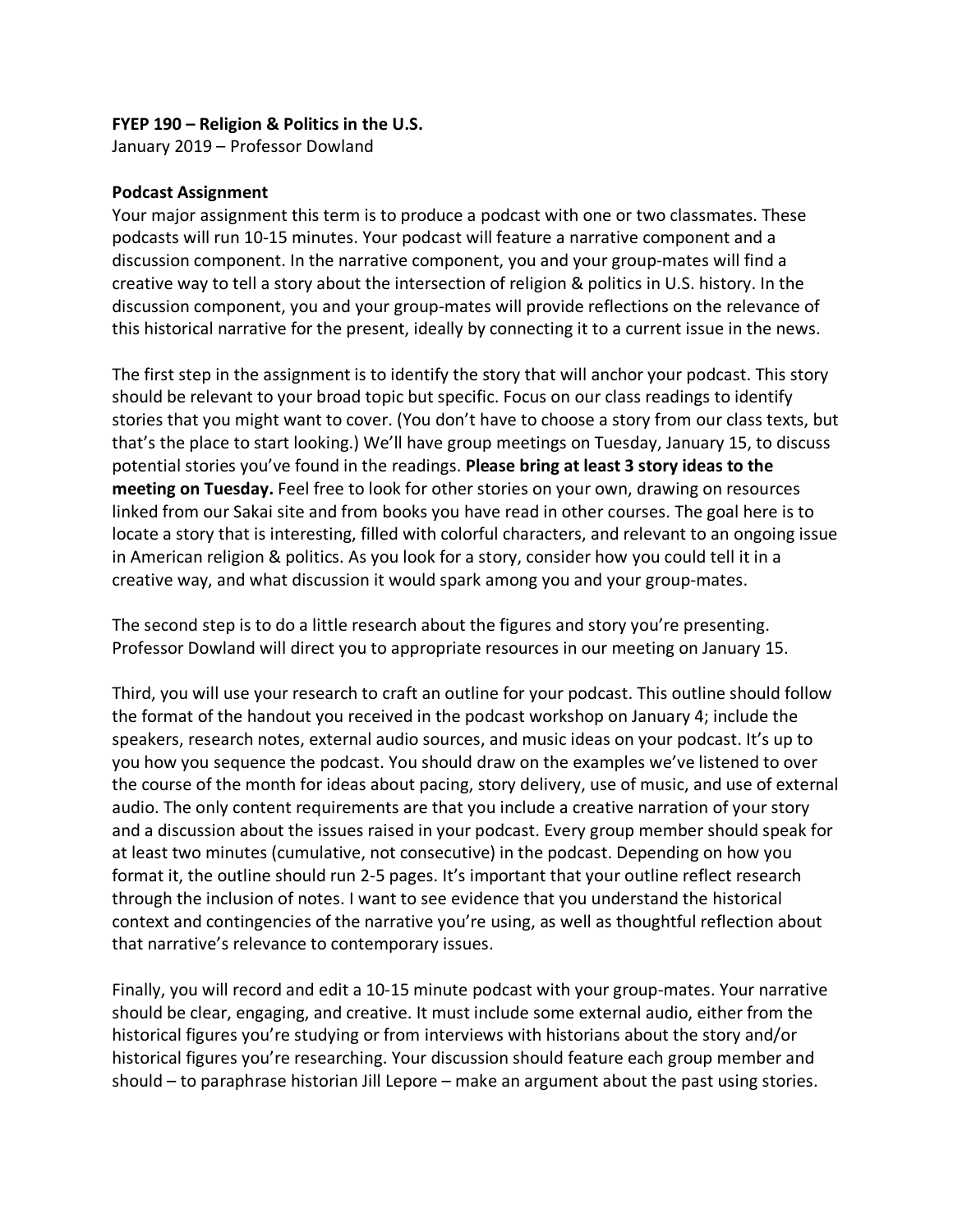**FYEP 190 – Religion & Politics in the U.S.**
January 2019 – Professor Dowland

**Podcast Assignment**

Your major assignment this term is to produce a podcast with one or two classmates. These podcasts will run 10-15 minutes. Your podcast will feature a narrative component and a discussion component. In the narrative component, you and your group-mates will find a creative way to tell a story about the intersection of religion & politics in U.S. history. In the discussion component, you and your group-mates will provide reflections on the relevance of this historical narrative for the present, ideally by connecting it to a current issue in the news.

The first step in the assignment is to identify the story that will anchor your podcast. This story should be relevant to your broad topic but specific. Focus on our class readings to identify stories that you might want to cover. (You don't have to choose a story from our class texts, but that's the place to start looking.) We'll have group meetings on Tuesday, January 15, to discuss potential stories you've found in the readings. **Please bring at least 3 story ideas to the meeting on Tuesday.** Feel free to look for other stories on your own, drawing on resources linked from our Sakai site and from books you have read in other courses. The goal here is to locate a story that is interesting, filled with colorful characters, and relevant to an ongoing issue in American religion & politics. As you look for a story, consider how you could tell it in a creative way, and what discussion it would spark among you and your group-mates.

The second step is to do a little research about the figures and story you're presenting. Professor Dowland will direct you to appropriate resources in our meeting on January 15.

Third, you will use your research to craft an outline for your podcast. This outline should follow the format of the handout you received in the podcast workshop on January 4; include the speakers, research notes, external audio sources, and music ideas on your podcast. It's up to you how you sequence the podcast. You should draw on the examples we've listened to over the course of the month for ideas about pacing, story delivery, use of music, and use of external audio. The only content requirements are that you include a creative narration of your story and a discussion about the issues raised in your podcast. Every group member should speak for at least two minutes (cumulative, not consecutive) in the podcast. Depending on how you format it, the outline should run 2-5 pages. It's important that your outline reflect research through the inclusion of notes. I want to see evidence that you understand the historical context and contingencies of the narrative you're using, as well as thoughtful reflection about that narrative's relevance to contemporary issues.

Finally, you will record and edit a 10-15 minute podcast with your group-mates. Your narrative should be clear, engaging, and creative. It must include some external audio, either from the historical figures you're studying or from interviews with historians about the story and/or historical figures you're researching. Your discussion should feature each group member and should – to paraphrase historian Jill Lepore – make an argument about the past using stories.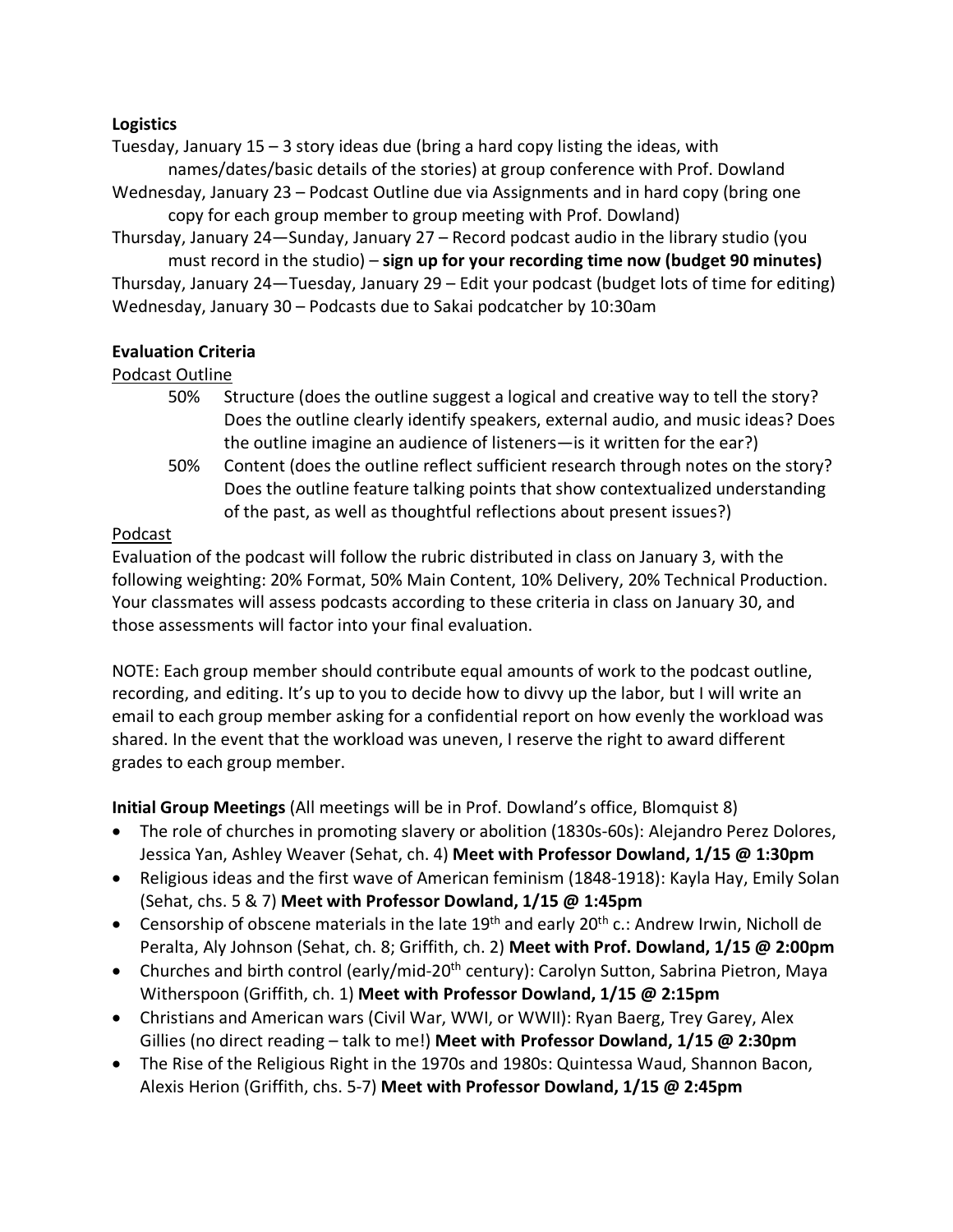**Logistics**

Tuesday, January 15 – 3 story ideas due (bring a hard copy listing the ideas, with names/dates/basic details of the stories) at group conference with Prof. Dowland

Wednesday, January 23 – Podcast Outline due via Assignments and in hard copy (bring one copy for each group member to group meeting with Prof. Dowland)

Thursday, January 24—Sunday, January 27 – Record podcast audio in the library studio (you must record in the studio) – **sign up for your recording time now (budget 90 minutes)**

Thursday, January 24—Tuesday, January 29 – Edit your podcast (budget lots of time for editing)

Wednesday, January 30 – Podcasts due to Sakai podcatcher by 10:30am

**Evaluation Criteria**

<u>Podcast Outline</u>

50% Structure (does the outline suggest a logical and creative way to tell the story? Does the outline clearly identify speakers, external audio, and music ideas? Does the outline imagine an audience of listeners—is it written for the ear?)

50% Content (does the outline reflect sufficient research through notes on the story? Does the outline feature talking points that show contextualized understanding of the past, as well as thoughtful reflections about present issues?)

<u>Podcast</u>

Evaluation of the podcast will follow the rubric distributed in class on January 3, with the following weighting: 20% Format, 50% Main Content, 10% Delivery, 20% Technical Production. Your classmates will assess podcasts according to these criteria in class on January 30, and those assessments will factor into your final evaluation.

NOTE: Each group member should contribute equal amounts of work to the podcast outline, recording, and editing. It's up to you to decide how to divvy up the labor, but I will write an email to each group member asking for a confidential report on how evenly the workload was shared. In the event that the workload was uneven, I reserve the right to award different grades to each group member.

**Initial Group Meetings** (All meetings will be in Prof. Dowland's office, Blomquist 8)

- The role of churches in promoting slavery or abolition (1830s-60s): Alejandro Perez Dolores, Jessica Yan, Ashley Weaver (Sehat, ch. 4) **Meet with Professor Dowland, 1/15 @ 1:30pm**
- Religious ideas and the first wave of American feminism (1848-1918): Kayla Hay, Emily Solan (Sehat, chs. 5 & 7) **Meet with Professor Dowland, 1/15 @ 1:45pm**
- Censorship of obscene materials in the late 19th and early 20th c.: Andrew Irwin, Nicholl de Peralta, Aly Johnson (Sehat, ch. 8; Griffith, ch. 2) **Meet with Prof. Dowland, 1/15 @ 2:00pm**
- Churches and birth control (early/mid-20th century): Carolyn Sutton, Sabrina Pietron, Maya Witherspoon (Griffith, ch. 1) **Meet with Professor Dowland, 1/15 @ 2:15pm**
- Christians and American wars (Civil War, WWI, or WWII): Ryan Baerg, Trey Garey, Alex Gillies (no direct reading – talk to me!) **Meet with Professor Dowland, 1/15 @ 2:30pm**
- The Rise of the Religious Right in the 1970s and 1980s: Quintessa Waud, Shannon Bacon, Alexis Herion (Griffith, chs. 5-7) **Meet with Professor Dowland, 1/15 @ 2:45pm**